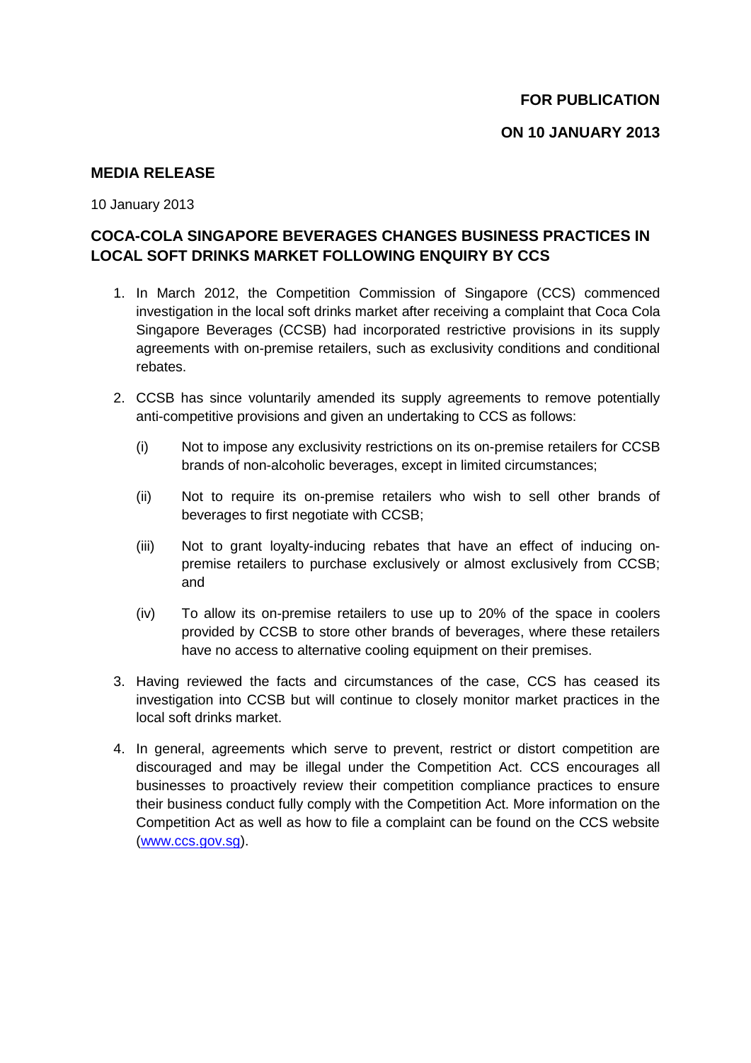**FOR PUBLICATION**

**ON 10 JANUARY 2013**

## MEDIA RELEASE

10 January 2013

## COCA-COLA SINGAPORE BEVERAGES CHANGES BUSINESS PRACTICES IN LOCAL SOFT DRINKS MARKET FOLLOWING ENQUIRY BY CCS

1. In March 2012, the Competition Commission of Singapore (CCS) commenced investigation in the local soft drinks market after receiving a complaint that Coca Cola Singapore Beverages (CCSB) had incorporated restrictive provisions in its supply agreements with on-premise retailers, such as exclusivity conditions and conditional rebates.

2. CCSB has since voluntarily amended its supply agreements to remove potentially anti-competitive provisions and given an undertaking to CCS as follows:

   (i) Not to impose any exclusivity restrictions on its on-premise retailers for CCSB brands of non-alcoholic beverages, except in limited circumstances;

   (ii) Not to require its on-premise retailers who wish to sell other brands of beverages to first negotiate with CCSB;

   (iii) Not to grant loyalty-inducing rebates that have an effect of inducing on-premise retailers to purchase exclusively or almost exclusively from CCSB; and

   (iv) To allow its on-premise retailers to use up to 20% of the space in coolers provided by CCSB to store other brands of beverages, where these retailers have no access to alternative cooling equipment on their premises.

3. Having reviewed the facts and circumstances of the case, CCS has ceased its investigation into CCSB but will continue to closely monitor market practices in the local soft drinks market.

4. In general, agreements which serve to prevent, restrict or distort competition are discouraged and may be illegal under the Competition Act. CCS encourages all businesses to proactively review their competition compliance practices to ensure their business conduct fully comply with the Competition Act. More information on the Competition Act as well as how to file a complaint can be found on the CCS website (www.ccs.gov.sg).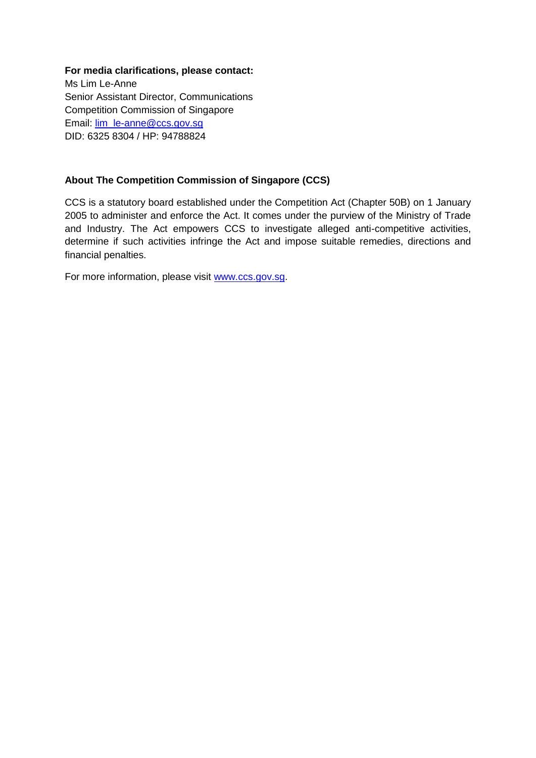**For media clarifications, please contact:**
Ms Lim Le-Anne
Senior Assistant Director, Communications
Competition Commission of Singapore
Email: lim_le-anne@ccs.gov.sg
DID: 6325 8304 / HP: 94788824

**About The Competition Commission of Singapore (CCS)**

CCS is a statutory board established under the Competition Act (Chapter 50B) on 1 January 2005 to administer and enforce the Act. It comes under the purview of the Ministry of Trade and Industry. The Act empowers CCS to investigate alleged anti-competitive activities, determine if such activities infringe the Act and impose suitable remedies, directions and financial penalties.

For more information, please visit www.ccs.gov.sg.